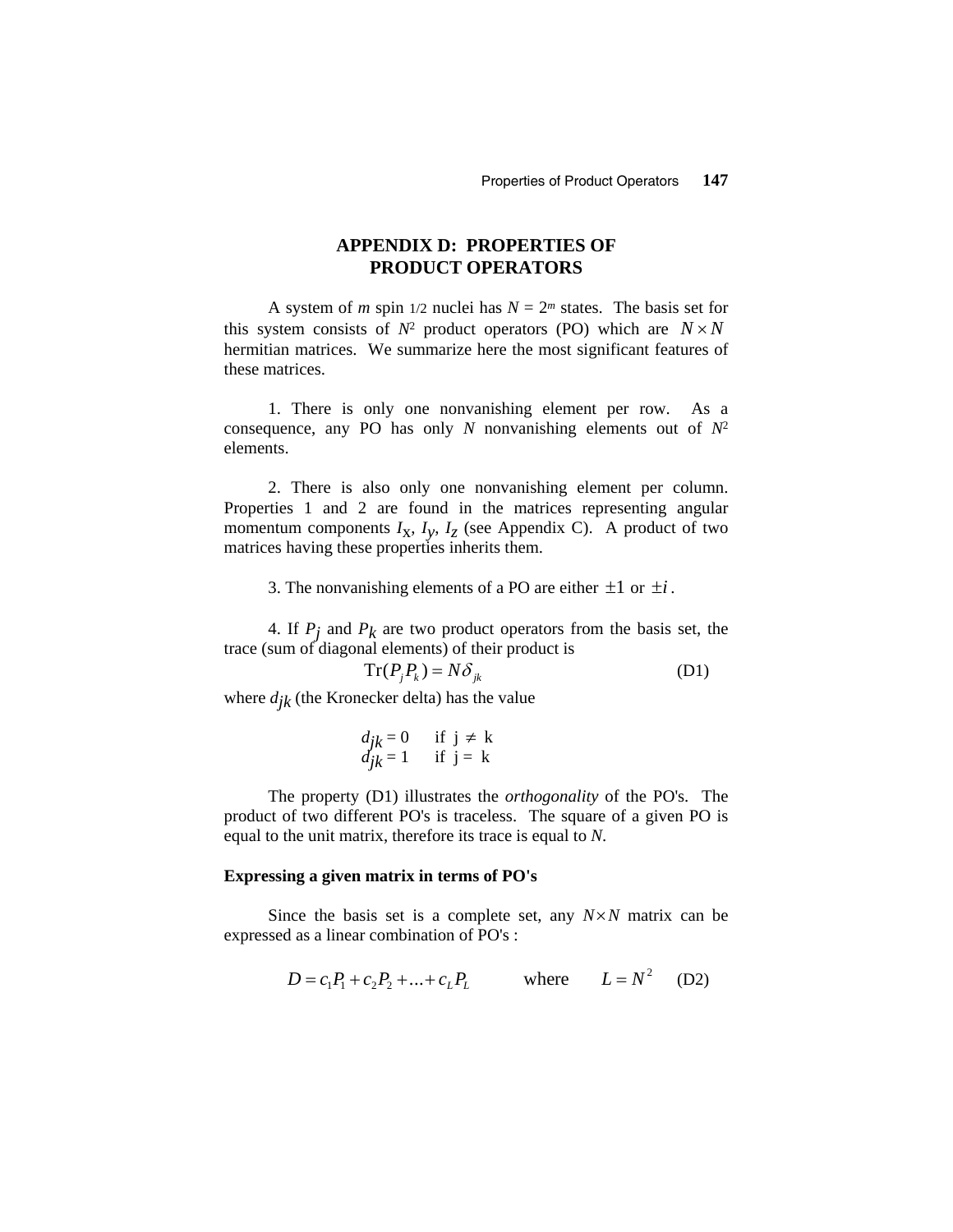# APPENDIX D: PROPERTIES OF PRODUCT OPERATORS

A system of $m$ spin 1/2 nuclei has $N = 2^m$ states. The basis set for this system consists of $N^2$ product operators (PO) which are $N \times N$ hermitian matrices. We summarize here the most significant features of these matrices.

1. There is only one nonvanishing element per row. As a consequence, any PO has only $N$ nonvanishing elements out of $N^2$ elements.

2. There is also only one nonvanishing element per column. Properties 1 and 2 are found in the matrices representing angular momentum components $I_x$, $I_y$, $I_z$ (see Appendix C). A product of two matrices having these properties inherits them.

3. The nonvanishing elements of a PO are either $\pm 1$ or $\pm i$.

4. If $P_j$ and $P_k$ are two product operators from the basis set, the trace (sum of diagonal elements) of their product is

$$\mathrm{Tr}(P_j P_k) = N\delta_{jk} \qquad \text{(D1)}$$

where $d_{jk}$ (the Kronecker delta) has the value

$$d_{jk} = 0 \quad \text{if } j \neq k$$
$$d_{jk} = 1 \quad \text{if } j = k$$

The property (D1) illustrates the *orthogonality* of the PO's. The product of two different PO's is traceless. The square of a given PO is equal to the unit matrix, therefore its trace is equal to $N$.

**Expressing a given matrix in terms of PO's**

Since the basis set is a complete set, any $N \times N$ matrix can be expressed as a linear combination of PO's :

$$D = c_1 P_1 + c_2 P_2 + ... + c_L P_L \qquad \text{where} \qquad L = N^2 \qquad \text{(D2)}$$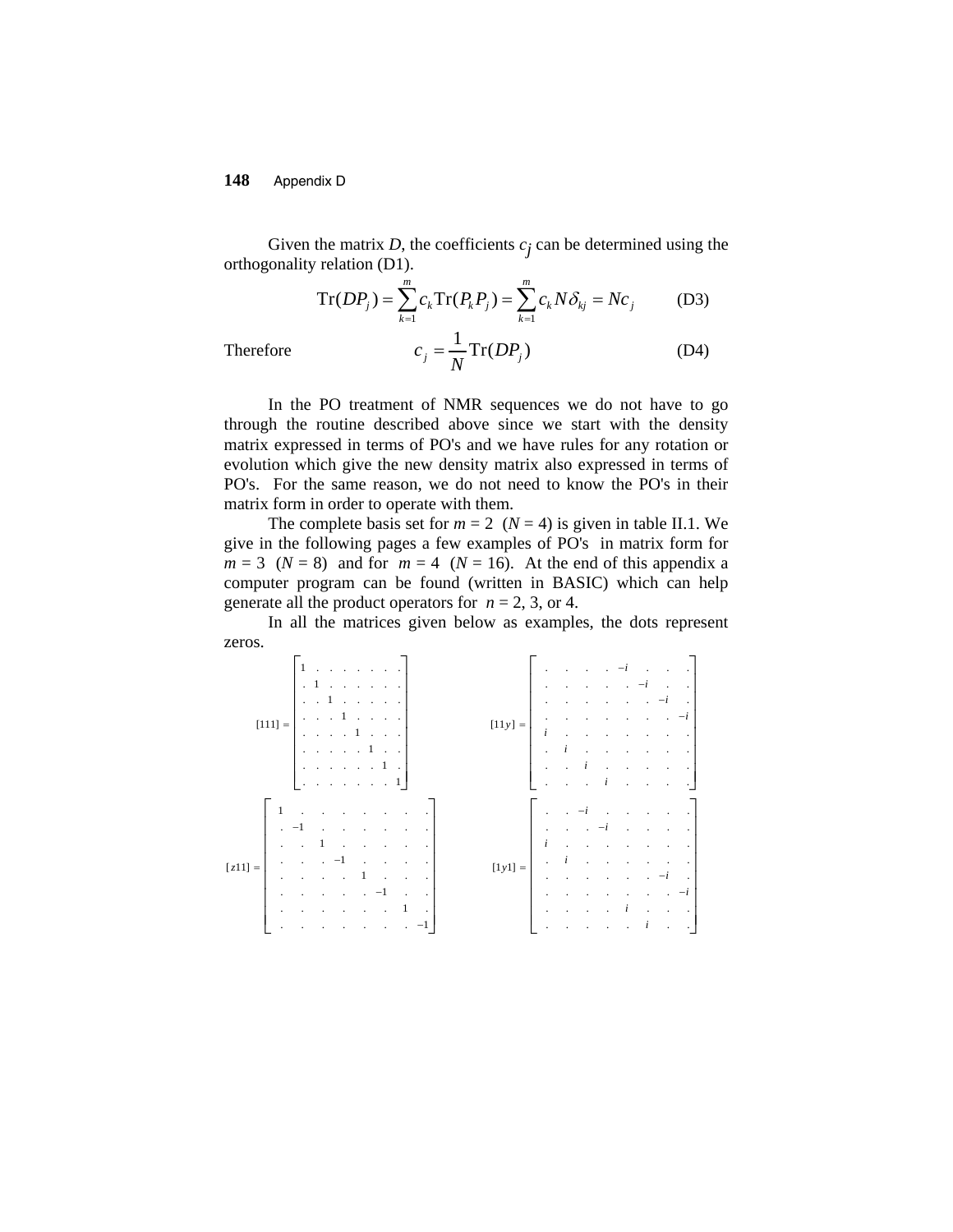Given the matrix $D$, the coefficients $c_j$ can be determined using the orthogonality relation (D1).

$$\mathrm{Tr}(DP_j) = \sum_{k=1}^{m} c_k \mathrm{Tr}(P_k P_j) = \sum_{k=1}^{m} c_k N \delta_{kj} = N c_j \qquad \text{(D3)}$$

Therefore

$$c_j = \frac{1}{N} \mathrm{Tr}(DP_j) \qquad \text{(D4)}$$

In the PO treatment of NMR sequences we do not have to go through the routine described above since we start with the density matrix expressed in terms of PO's and we have rules for any rotation or evolution which give the new density matrix also expressed in terms of PO's. For the same reason, we do not need to know the PO's in their matrix form in order to operate with them.

The complete basis set for $m = 2$ ($N = 4$) is given in table II.1. We give in the following pages a few examples of PO's in matrix form for $m = 3$ ($N = 8$) and for $m = 4$ ($N = 16$). At the end of this appendix a computer program can be found (written in BASIC) which can help generate all the product operators for $n = 2$, 3, or 4.

In all the matrices given below as examples, the dots represent zeros.

$$[111] = \begin{bmatrix} 1 & . & . & . & . & . & . & . \\ . & 1 & . & . & . & . & . & . \\ . & . & 1 & . & . & . & . & . \\ . & . & . & 1 & . & . & . & . \\ . & . & . & . & 1 & . & . & . \\ . & . & . & . & . & 1 & . & . \\ . & . & . & . & . & . & 1 & . \\ . & . & . & . & . & . & . & 1 \end{bmatrix} \qquad [11y] = \begin{bmatrix} . & . & . & . & -i & . & . & . \\ . & . & . & . & . & -i & . & . \\ . & . & . & . & . & . & -i & . \\ . & . & . & . & . & . & . & -i \\ i & . & . & . & . & . & . & . \\ . & i & . & . & . & . & . & . \\ . & . & i & . & . & . & . & . \\ . & . & . & i & . & . & . & . \end{bmatrix}$$

$$[z11] = \begin{bmatrix} 1 & . & . & . & . & . & . & . \\ . & -1 & . & . & . & . & . & . \\ . & . & 1 & . & . & . & . & . \\ . & . & . & -1 & . & . & . & . \\ . & . & . & . & 1 & . & . & . \\ . & . & . & . & . & -1 & . & . \\ . & . & . & . & . & . & 1 & . \\ . & . & . & . & . & . & . & -1 \end{bmatrix} \qquad [1y1] = \begin{bmatrix} . & . & -i & . & . & . & . & . \\ . & . & . & -i & . & . & . & . \\ i & . & . & . & . & . & . & . \\ . & i & . & . & . & . & . & . \\ . & . & . & . & . & . & -i & . \\ . & . & . & . & . & . & . & -i \\ . & . & . & . & i & . & . & . \\ . & . & . & . & . & i & . & . \end{bmatrix}$$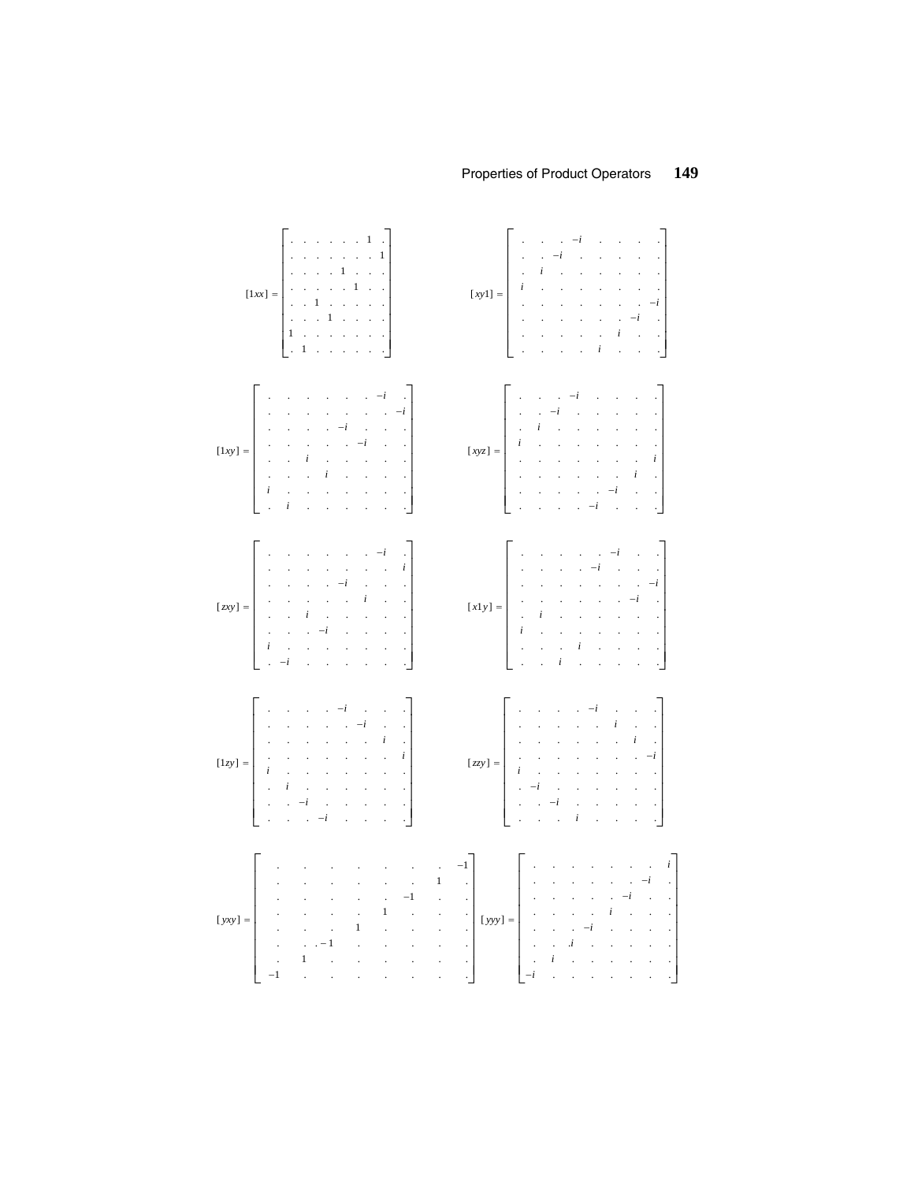$$
[1xx] = \begin{bmatrix}
\cdot & \cdot & \cdot & \cdot & \cdot & \cdot & 1 & \cdot \\
\cdot & \cdot & \cdot & \cdot & \cdot & \cdot & \cdot & 1 \\
\cdot & \cdot & \cdot & \cdot & 1 & \cdot & \cdot & \cdot \\
\cdot & \cdot & \cdot & \cdot & \cdot & 1 & \cdot & \cdot \\
\cdot & \cdot & 1 & \cdot & \cdot & \cdot & \cdot & \cdot \\
\cdot & \cdot & \cdot & 1 & \cdot & \cdot & \cdot & \cdot \\
1 & \cdot & \cdot & \cdot & \cdot & \cdot & \cdot & \cdot \\
\cdot & 1 & \cdot & \cdot & \cdot & \cdot & \cdot & \cdot
\end{bmatrix}
\qquad
[xy1] = \begin{bmatrix}
\cdot & \cdot & \cdot & -i & \cdot & \cdot & \cdot & \cdot \\
\cdot & \cdot & -i & \cdot & \cdot & \cdot & \cdot & \cdot \\
\cdot & i & \cdot & \cdot & \cdot & \cdot & \cdot & \cdot \\
i & \cdot & \cdot & \cdot & \cdot & \cdot & \cdot & \cdot \\
\cdot & \cdot & \cdot & \cdot & \cdot & \cdot & \cdot & -i \\
\cdot & \cdot & \cdot & \cdot & \cdot & \cdot & -i & \cdot \\
\cdot & \cdot & \cdot & \cdot & \cdot & i & \cdot & \cdot \\
\cdot & \cdot & \cdot & \cdot & i & \cdot & \cdot & \cdot
\end{bmatrix}
$$

$$
[1xy] = \begin{bmatrix}
\cdot & \cdot & \cdot & \cdot & \cdot & \cdot & -i & \cdot \\
\cdot & \cdot & \cdot & \cdot & \cdot & \cdot & \cdot & -i \\
\cdot & \cdot & \cdot & \cdot & -i & \cdot & \cdot & \cdot \\
\cdot & \cdot & \cdot & \cdot & \cdot & -i & \cdot & \cdot \\
\cdot & \cdot & i & \cdot & \cdot & \cdot & \cdot & \cdot \\
\cdot & \cdot & \cdot & i & \cdot & \cdot & \cdot & \cdot \\
i & \cdot & \cdot & \cdot & \cdot & \cdot & \cdot & \cdot \\
\cdot & i & \cdot & \cdot & \cdot & \cdot & \cdot & \cdot
\end{bmatrix}
\qquad
[xyz] = \begin{bmatrix}
\cdot & \cdot & \cdot & -i & \cdot & \cdot & \cdot & \cdot \\
\cdot & \cdot & -i & \cdot & \cdot & \cdot & \cdot & \cdot \\
\cdot & i & \cdot & \cdot & \cdot & \cdot & \cdot & \cdot \\
i & \cdot & \cdot & \cdot & \cdot & \cdot & \cdot & \cdot \\
\cdot & \cdot & \cdot & \cdot & \cdot & \cdot & \cdot & i \\
\cdot & \cdot & \cdot & \cdot & \cdot & \cdot & i & \cdot \\
\cdot & \cdot & \cdot & \cdot & \cdot & -i & \cdot & \cdot \\
\cdot & \cdot & \cdot & \cdot & -i & \cdot & \cdot & \cdot
\end{bmatrix}
$$

$$
[zxy] = \begin{bmatrix}
\cdot & \cdot & \cdot & \cdot & \cdot & \cdot & -i & \cdot \\
\cdot & \cdot & \cdot & \cdot & \cdot & \cdot & \cdot & i \\
\cdot & \cdot & \cdot & \cdot & -i & \cdot & \cdot & \cdot \\
\cdot & \cdot & \cdot & \cdot & \cdot & i & \cdot & \cdot \\
\cdot & \cdot & i & \cdot & \cdot & \cdot & \cdot & \cdot \\
\cdot & \cdot & \cdot & -i & \cdot & \cdot & \cdot & \cdot \\
i & \cdot & \cdot & \cdot & \cdot & \cdot & \cdot & \cdot \\
\cdot & -i & \cdot & \cdot & \cdot & \cdot & \cdot & \cdot
\end{bmatrix}
\qquad
[x1y] = \begin{bmatrix}
\cdot & \cdot & \cdot & \cdot & \cdot & -i & \cdot & \cdot \\
\cdot & \cdot & \cdot & \cdot & -i & \cdot & \cdot & \cdot \\
\cdot & \cdot & \cdot & \cdot & \cdot & \cdot & \cdot & -i \\
\cdot & \cdot & \cdot & \cdot & \cdot & \cdot & -i & \cdot \\
\cdot & i & \cdot & \cdot & \cdot & \cdot & \cdot & \cdot \\
i & \cdot & \cdot & \cdot & \cdot & \cdot & \cdot & \cdot \\
\cdot & \cdot & \cdot & i & \cdot & \cdot & \cdot & \cdot \\
\cdot & \cdot & i & \cdot & \cdot & \cdot & \cdot & \cdot
\end{bmatrix}
$$

$$
[1zy] = \begin{bmatrix}
\cdot & \cdot & \cdot & \cdot & -i & \cdot & \cdot & \cdot \\
\cdot & \cdot & \cdot & \cdot & \cdot & -i & \cdot & \cdot \\
\cdot & \cdot & \cdot & \cdot & \cdot & \cdot & i & \cdot \\
\cdot & \cdot & \cdot & \cdot & \cdot & \cdot & \cdot & i \\
i & \cdot & \cdot & \cdot & \cdot & \cdot & \cdot & \cdot \\
\cdot & i & \cdot & \cdot & \cdot & \cdot & \cdot & \cdot \\
\cdot & \cdot & -i & \cdot & \cdot & \cdot & \cdot & \cdot \\
\cdot & \cdot & \cdot & -i & \cdot & \cdot & \cdot & \cdot
\end{bmatrix}
\qquad
[zzy] = \begin{bmatrix}
\cdot & \cdot & \cdot & \cdot & -i & \cdot & \cdot & \cdot \\
\cdot & \cdot & \cdot & \cdot & \cdot & i & \cdot & \cdot \\
\cdot & \cdot & \cdot & \cdot & \cdot & \cdot & i & \cdot \\
\cdot & \cdot & \cdot & \cdot & \cdot & \cdot & \cdot & -i \\
i & \cdot & \cdot & \cdot & \cdot & \cdot & \cdot & \cdot \\
\cdot & -i & \cdot & \cdot & \cdot & \cdot & \cdot & \cdot \\
\cdot & \cdot & -i & \cdot & \cdot & \cdot & \cdot & \cdot \\
\cdot & \cdot & \cdot & i & \cdot & \cdot & \cdot & \cdot
\end{bmatrix}
$$

$$
[yxy] = \begin{bmatrix}
\cdot & \cdot & \cdot & \cdot & \cdot & \cdot & \cdot & -1 \\
\cdot & \cdot & \cdot & \cdot & \cdot & \cdot & 1 & \cdot \\
\cdot & \cdot & \cdot & \cdot & \cdot & -1 & \cdot & \cdot \\
\cdot & \cdot & \cdot & \cdot & 1 & \cdot & \cdot & \cdot \\
\cdot & \cdot & \cdot & 1 & \cdot & \cdot & \cdot & \cdot \\
\cdot & \cdot & -1 & \cdot & \cdot & \cdot & \cdot & \cdot \\
\cdot & 1 & \cdot & \cdot & \cdot & \cdot & \cdot & \cdot \\
-1 & \cdot & \cdot & \cdot & \cdot & \cdot & \cdot & \cdot
\end{bmatrix}
\qquad
[yyy] = \begin{bmatrix}
\cdot & \cdot & \cdot & \cdot & \cdot & \cdot & \cdot & i \\
\cdot & \cdot & \cdot & \cdot & \cdot & \cdot & -i & \cdot \\
\cdot & \cdot & \cdot & \cdot & \cdot & -i & \cdot & \cdot \\
\cdot & \cdot & \cdot & \cdot & i & \cdot & \cdot & \cdot \\
\cdot & \cdot & \cdot & -i & \cdot & \cdot & \cdot & \cdot \\
\cdot & \cdot & i & \cdot & \cdot & \cdot & \cdot & \cdot \\
\cdot & i & \cdot & \cdot & \cdot & \cdot & \cdot & \cdot \\
-i & \cdot & \cdot & \cdot & \cdot & \cdot & \cdot & \cdot
\end{bmatrix}
$$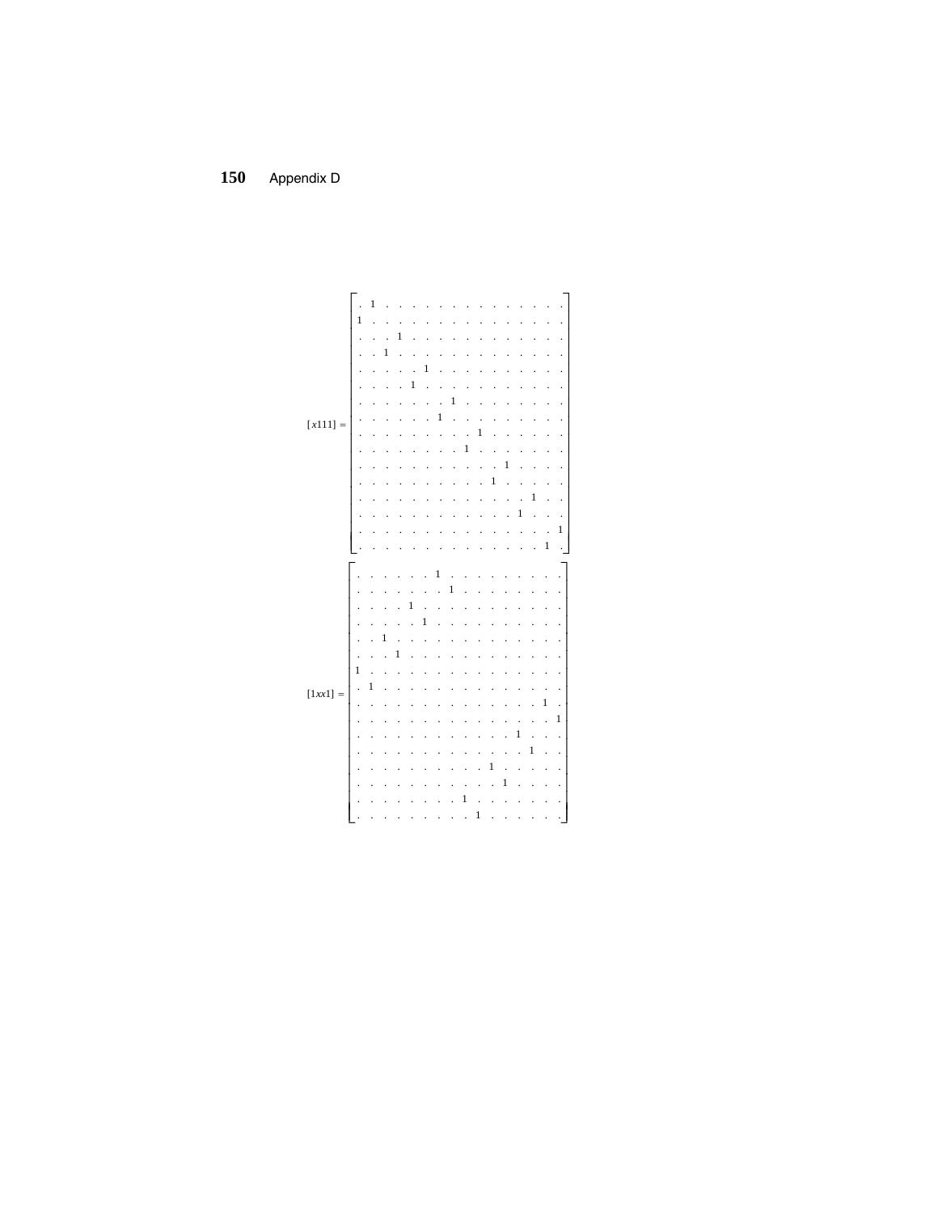$$
[x111] = \begin{bmatrix}
\cdot & 1 & \cdot & \cdot & \cdot & \cdot & \cdot & \cdot & \cdot & \cdot & \cdot & \cdot & \cdot & \cdot & \cdot & \cdot \\
1 & \cdot & \cdot & \cdot & \cdot & \cdot & \cdot & \cdot & \cdot & \cdot & \cdot & \cdot & \cdot & \cdot & \cdot & \cdot \\
\cdot & \cdot & \cdot & 1 & \cdot & \cdot & \cdot & \cdot & \cdot & \cdot & \cdot & \cdot & \cdot & \cdot & \cdot & \cdot \\
\cdot & \cdot & 1 & \cdot & \cdot & \cdot & \cdot & \cdot & \cdot & \cdot & \cdot & \cdot & \cdot & \cdot & \cdot & \cdot \\
\cdot & \cdot & \cdot & \cdot & \cdot & 1 & \cdot & \cdot & \cdot & \cdot & \cdot & \cdot & \cdot & \cdot & \cdot & \cdot \\
\cdot & \cdot & \cdot & \cdot & 1 & \cdot & \cdot & \cdot & \cdot & \cdot & \cdot & \cdot & \cdot & \cdot & \cdot & \cdot \\
\cdot & \cdot & \cdot & \cdot & \cdot & \cdot & \cdot & 1 & \cdot & \cdot & \cdot & \cdot & \cdot & \cdot & \cdot & \cdot \\
\cdot & \cdot & \cdot & \cdot & \cdot & \cdot & 1 & \cdot & \cdot & \cdot & \cdot & \cdot & \cdot & \cdot & \cdot & \cdot \\
\cdot & \cdot & \cdot & \cdot & \cdot & \cdot & \cdot & \cdot & \cdot & 1 & \cdot & \cdot & \cdot & \cdot & \cdot & \cdot \\
\cdot & \cdot & \cdot & \cdot & \cdot & \cdot & \cdot & \cdot & 1 & \cdot & \cdot & \cdot & \cdot & \cdot & \cdot & \cdot \\
\cdot & \cdot & \cdot & \cdot & \cdot & \cdot & \cdot & \cdot & \cdot & \cdot & \cdot & 1 & \cdot & \cdot & \cdot & \cdot \\
\cdot & \cdot & \cdot & \cdot & \cdot & \cdot & \cdot & \cdot & \cdot & \cdot & 1 & \cdot & \cdot & \cdot & \cdot & \cdot \\
\cdot & \cdot & \cdot & \cdot & \cdot & \cdot & \cdot & \cdot & \cdot & \cdot & \cdot & \cdot & \cdot & 1 & \cdot & \cdot \\
\cdot & \cdot & \cdot & \cdot & \cdot & \cdot & \cdot & \cdot & \cdot & \cdot & \cdot & \cdot & 1 & \cdot & \cdot & \cdot \\
\cdot & \cdot & \cdot & \cdot & \cdot & \cdot & \cdot & \cdot & \cdot & \cdot & \cdot & \cdot & \cdot & \cdot & \cdot & 1 \\
\cdot & \cdot & \cdot & \cdot & \cdot & \cdot & \cdot & \cdot & \cdot & \cdot & \cdot & \cdot & \cdot & \cdot & 1 & \cdot
\end{bmatrix}
$$

$$
[1xx1] = \begin{bmatrix}
\cdot & \cdot & \cdot & \cdot & \cdot & \cdot & 1 & \cdot & \cdot & \cdot & \cdot & \cdot & \cdot & \cdot & \cdot & \cdot \\
\cdot & \cdot & \cdot & \cdot & \cdot & \cdot & \cdot & 1 & \cdot & \cdot & \cdot & \cdot & \cdot & \cdot & \cdot & \cdot \\
\cdot & \cdot & \cdot & \cdot & 1 & \cdot & \cdot & \cdot & \cdot & \cdot & \cdot & \cdot & \cdot & \cdot & \cdot & \cdot \\
\cdot & \cdot & \cdot & \cdot & \cdot & 1 & \cdot & \cdot & \cdot & \cdot & \cdot & \cdot & \cdot & \cdot & \cdot & \cdot \\
\cdot & \cdot & 1 & \cdot & \cdot & \cdot & \cdot & \cdot & \cdot & \cdot & \cdot & \cdot & \cdot & \cdot & \cdot & \cdot \\
\cdot & \cdot & \cdot & 1 & \cdot & \cdot & \cdot & \cdot & \cdot & \cdot & \cdot & \cdot & \cdot & \cdot & \cdot & \cdot \\
1 & \cdot & \cdot & \cdot & \cdot & \cdot & \cdot & \cdot & \cdot & \cdot & \cdot & \cdot & \cdot & \cdot & \cdot & \cdot \\
\cdot & 1 & \cdot & \cdot & \cdot & \cdot & \cdot & \cdot & \cdot & \cdot & \cdot & \cdot & \cdot & \cdot & \cdot & \cdot \\
\cdot & \cdot & \cdot & \cdot & \cdot & \cdot & \cdot & \cdot & \cdot & \cdot & \cdot & \cdot & \cdot & \cdot & 1 & \cdot \\
\cdot & \cdot & \cdot & \cdot & \cdot & \cdot & \cdot & \cdot & \cdot & \cdot & \cdot & \cdot & \cdot & \cdot & \cdot & 1 \\
\cdot & \cdot & \cdot & \cdot & \cdot & \cdot & \cdot & \cdot & \cdot & \cdot & \cdot & \cdot & 1 & \cdot & \cdot & \cdot \\
\cdot & \cdot & \cdot & \cdot & \cdot & \cdot & \cdot & \cdot & \cdot & \cdot & \cdot & \cdot & \cdot & 1 & \cdot & \cdot \\
\cdot & \cdot & \cdot & \cdot & \cdot & \cdot & \cdot & \cdot & \cdot & \cdot & 1 & \cdot & \cdot & \cdot & \cdot & \cdot \\
\cdot & \cdot & \cdot & \cdot & \cdot & \cdot & \cdot & \cdot & \cdot & \cdot & \cdot & 1 & \cdot & \cdot & \cdot & \cdot \\
\cdot & \cdot & \cdot & \cdot & \cdot & \cdot & \cdot & \cdot & 1 & \cdot & \cdot & \cdot & \cdot & \cdot & \cdot & \cdot \\
\cdot & \cdot & \cdot & \cdot & \cdot & \cdot & \cdot & \cdot & \cdot & 1 & \cdot & \cdot & \cdot & \cdot & \cdot & \cdot
\end{bmatrix}
$$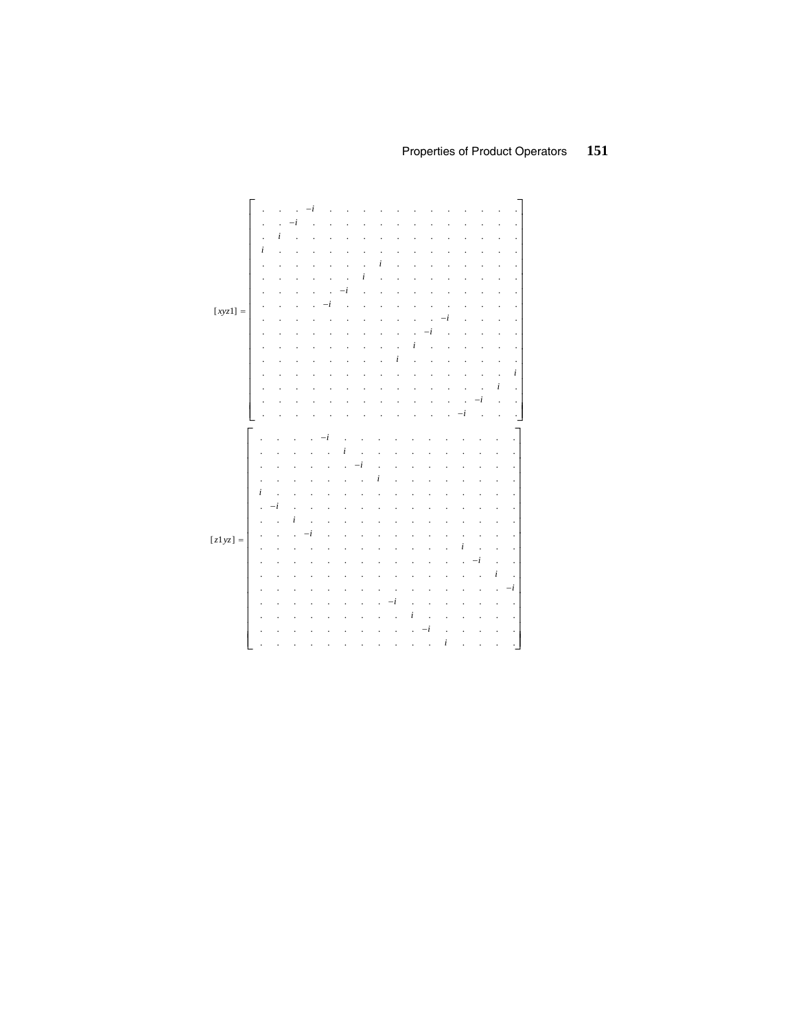$$
[xyz1] = \begin{bmatrix}
\cdot & \cdot & \cdot & -i & \cdot & \cdot & \cdot & \cdot & \cdot & \cdot & \cdot & \cdot & \cdot & \cdot & \cdot & \cdot \\
\cdot & \cdot & -i & \cdot & \cdot & \cdot & \cdot & \cdot & \cdot & \cdot & \cdot & \cdot & \cdot & \cdot & \cdot & \cdot \\
\cdot & i & \cdot & \cdot & \cdot & \cdot & \cdot & \cdot & \cdot & \cdot & \cdot & \cdot & \cdot & \cdot & \cdot & \cdot \\
i & \cdot & \cdot & \cdot & \cdot & \cdot & \cdot & \cdot & \cdot & \cdot & \cdot & \cdot & \cdot & \cdot & \cdot & \cdot \\
\cdot & \cdot & \cdot & \cdot & \cdot & \cdot & \cdot & i & \cdot & \cdot & \cdot & \cdot & \cdot & \cdot & \cdot & \cdot \\
\cdot & \cdot & \cdot & \cdot & \cdot & \cdot & i & \cdot & \cdot & \cdot & \cdot & \cdot & \cdot & \cdot & \cdot & \cdot \\
\cdot & \cdot & \cdot & \cdot & \cdot & -i & \cdot & \cdot & \cdot & \cdot & \cdot & \cdot & \cdot & \cdot & \cdot & \cdot \\
\cdot & \cdot & \cdot & \cdot & -i & \cdot & \cdot & \cdot & \cdot & \cdot & \cdot & \cdot & \cdot & \cdot & \cdot & \cdot \\
\cdot & \cdot & \cdot & \cdot & \cdot & \cdot & \cdot & \cdot & \cdot & \cdot & \cdot & -i & \cdot & \cdot & \cdot & \cdot \\
\cdot & \cdot & \cdot & \cdot & \cdot & \cdot & \cdot & \cdot & \cdot & \cdot & -i & \cdot & \cdot & \cdot & \cdot & \cdot \\
\cdot & \cdot & \cdot & \cdot & \cdot & \cdot & \cdot & \cdot & \cdot & i & \cdot & \cdot & \cdot & \cdot & \cdot & \cdot \\
\cdot & \cdot & \cdot & \cdot & \cdot & \cdot & \cdot & \cdot & i & \cdot & \cdot & \cdot & \cdot & \cdot & \cdot & \cdot \\
\cdot & \cdot & \cdot & \cdot & \cdot & \cdot & \cdot & \cdot & \cdot & \cdot & \cdot & \cdot & \cdot & \cdot & \cdot & i \\
\cdot & \cdot & \cdot & \cdot & \cdot & \cdot & \cdot & \cdot & \cdot & \cdot & \cdot & \cdot & \cdot & \cdot & i & \cdot \\
\cdot & \cdot & \cdot & \cdot & \cdot & \cdot & \cdot & \cdot & \cdot & \cdot & \cdot & \cdot & \cdot & -i & \cdot & \cdot \\
\cdot & \cdot & \cdot & \cdot & \cdot & \cdot & \cdot & \cdot & \cdot & \cdot & \cdot & \cdot & -i & \cdot & \cdot & \cdot
\end{bmatrix}
$$

$$
[z1yz] = \begin{bmatrix}
\cdot & \cdot & \cdot & \cdot & -i & \cdot & \cdot & \cdot & \cdot & \cdot & \cdot & \cdot & \cdot & \cdot & \cdot & \cdot \\
\cdot & \cdot & \cdot & \cdot & \cdot & i & \cdot & \cdot & \cdot & \cdot & \cdot & \cdot & \cdot & \cdot & \cdot & \cdot \\
\cdot & \cdot & \cdot & \cdot & \cdot & \cdot & -i & \cdot & \cdot & \cdot & \cdot & \cdot & \cdot & \cdot & \cdot & \cdot \\
\cdot & \cdot & \cdot & \cdot & \cdot & \cdot & \cdot & i & \cdot & \cdot & \cdot & \cdot & \cdot & \cdot & \cdot & \cdot \\
i & \cdot & \cdot & \cdot & \cdot & \cdot & \cdot & \cdot & \cdot & \cdot & \cdot & \cdot & \cdot & \cdot & \cdot & \cdot \\
\cdot & -i & \cdot & \cdot & \cdot & \cdot & \cdot & \cdot & \cdot & \cdot & \cdot & \cdot & \cdot & \cdot & \cdot & \cdot \\
\cdot & \cdot & i & \cdot & \cdot & \cdot & \cdot & \cdot & \cdot & \cdot & \cdot & \cdot & \cdot & \cdot & \cdot & \cdot \\
\cdot & \cdot & \cdot & -i & \cdot & \cdot & \cdot & \cdot & \cdot & \cdot & \cdot & \cdot & \cdot & \cdot & \cdot & \cdot \\
\cdot & \cdot & \cdot & \cdot & \cdot & \cdot & \cdot & \cdot & \cdot & \cdot & \cdot & \cdot & i & \cdot & \cdot & \cdot \\
\cdot & \cdot & \cdot & \cdot & \cdot & \cdot & \cdot & \cdot & \cdot & \cdot & \cdot & \cdot & \cdot & -i & \cdot & \cdot \\
\cdot & \cdot & \cdot & \cdot & \cdot & \cdot & \cdot & \cdot & \cdot & \cdot & \cdot & \cdot & \cdot & \cdot & i & \cdot \\
\cdot & \cdot & \cdot & \cdot & \cdot & \cdot & \cdot & \cdot & \cdot & \cdot & \cdot & \cdot & \cdot & \cdot & \cdot & -i \\
\cdot & \cdot & \cdot & \cdot & \cdot & \cdot & \cdot & \cdot & -i & \cdot & \cdot & \cdot & \cdot & \cdot & \cdot & \cdot \\
\cdot & \cdot & \cdot & \cdot & \cdot & \cdot & \cdot & \cdot & \cdot & i & \cdot & \cdot & \cdot & \cdot & \cdot & \cdot \\
\cdot & \cdot & \cdot & \cdot & \cdot & \cdot & \cdot & \cdot & \cdot & \cdot & -i & \cdot & \cdot & \cdot & \cdot & \cdot \\
\cdot & \cdot & \cdot & \cdot & \cdot & \cdot & \cdot & \cdot & \cdot & \cdot & \cdot & i & \cdot & \cdot & \cdot & \cdot
\end{bmatrix}
$$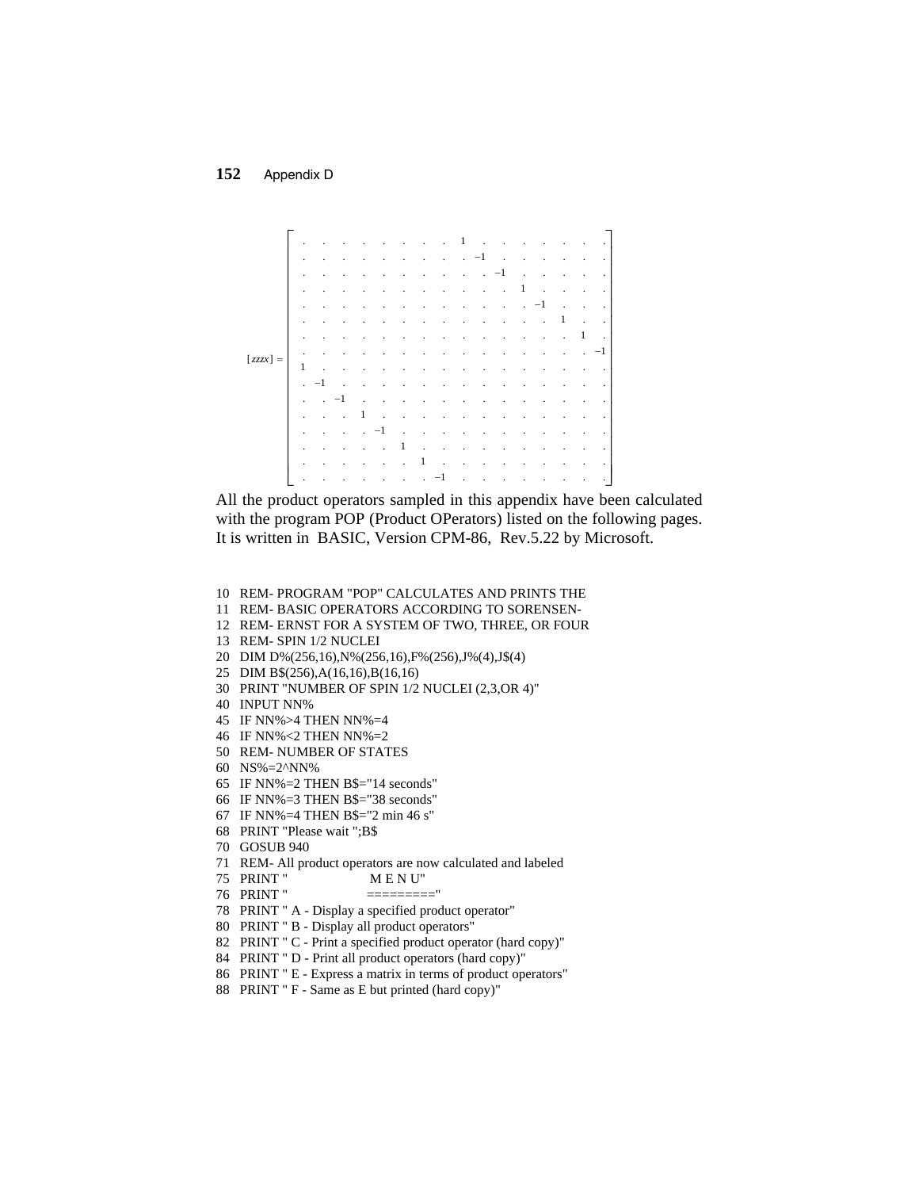$$
[zzzx] = \left[\begin{array}{cccccccccccccccc}
. & . & . & . & . & . & . & . & 1 & . & . & . & . & . & . & . \\
. & . & . & . & . & . & . & . & . & -1 & . & . & . & . & . & . \\
. & . & . & . & . & . & . & . & . & . & -1 & . & . & . & . & . \\
. & . & . & . & . & . & . & . & . & . & . & 1 & . & . & . & . \\
. & . & . & . & . & . & . & . & . & . & . & . & -1 & . & . & . \\
. & . & . & . & . & . & . & . & . & . & . & . & . & 1 & . & . \\
. & . & . & . & . & . & . & . & . & . & . & . & . & . & 1 & . \\
. & . & . & . & . & . & . & . & . & . & . & . & . & . & . & -1 \\
1 & . & . & . & . & . & . & . & . & . & . & . & . & . & . & . \\
. & -1 & . & . & . & . & . & . & . & . & . & . & . & . & . & . \\
. & . & -1 & . & . & . & . & . & . & . & . & . & . & . & . & . \\
. & . & . & 1 & . & . & . & . & . & . & . & . & . & . & . & . \\
. & . & . & . & -1 & . & . & . & . & . & . & . & . & . & . & . \\
. & . & . & . & . & 1 & . & . & . & . & . & . & . & . & . & . \\
. & . & . & . & . & . & 1 & . & . & . & . & . & . & . & . & . \\
. & . & . & . & . & . & . & -1 & . & . & . & . & . & . & . & .
\end{array}\right]
$$

All the product operators sampled in this appendix have been calculated with the program POP (Product OPerators) listed on the following pages. It is written in BASIC, Version CPM-86, Rev.5.22 by Microsoft.

```
10  REM- PROGRAM "POP" CALCULATES AND PRINTS THE
11  REM- BASIC OPERATORS ACCORDING TO SORENSEN-
12  REM- ERNST FOR A SYSTEM OF TWO, THREE, OR FOUR
13  REM- SPIN 1/2 NUCLEI
20  DIM D%(256,16),N%(256,16),F%(256),J%(4),J$(4)
25  DIM B$(256),A(16,16),B(16,16)
30  PRINT "NUMBER OF SPIN 1/2 NUCLEI (2,3,OR 4)"
40  INPUT NN%
45  IF NN%>4 THEN NN%=4
46  IF NN%<2 THEN NN%=2
50  REM- NUMBER OF STATES
60  NS%=2^NN%
65  IF NN%=2 THEN B$="14 seconds"
66  IF NN%=3 THEN B$="38 seconds"
67  IF NN%=4 THEN B$="2 min 46 s"
68  PRINT "Please wait ";B$
70  GOSUB 940
71  REM- All product operators are now calculated and labeled
75  PRINT "                    M E N U"
76  PRINT "                   ========="
78  PRINT " A - Display a specified product operator"
80  PRINT " B - Display all product operators"
82  PRINT " C - Print a specified product operator (hard copy)"
84  PRINT " D - Print all product operators (hard copy)"
86  PRINT " E - Express a matrix in terms of product operators"
88  PRINT " F - Same as E but printed (hard copy)"
```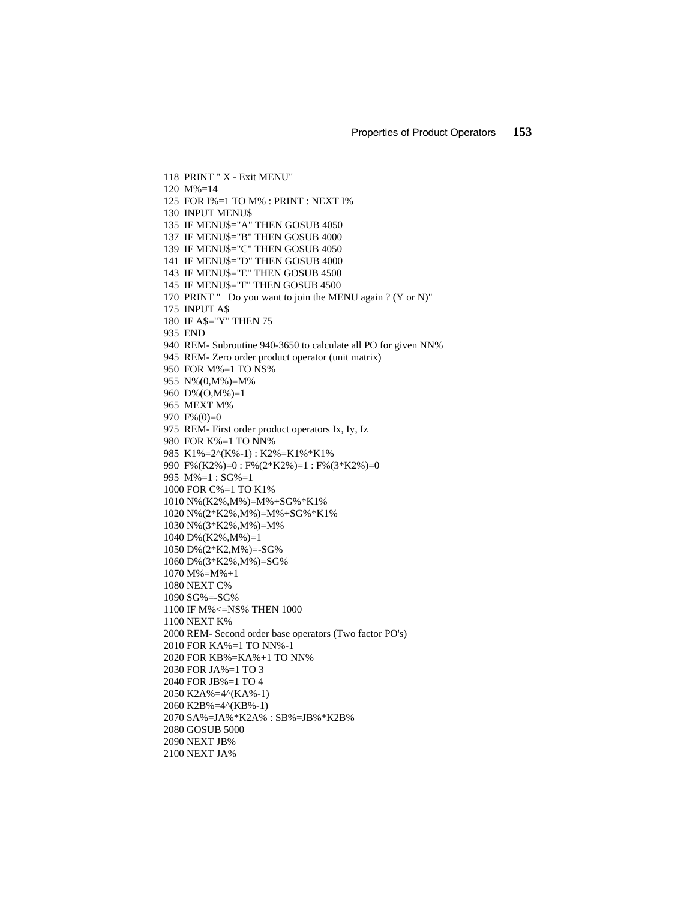```
118  PRINT " X - Exit MENU"
120  M%=14
125  FOR I%=1 TO M% : PRINT : NEXT I%
130  INPUT MENU$
135  IF MENU$="A" THEN GOSUB 4050
137  IF MENU$="B" THEN GOSUB 4000
139  IF MENU$="C" THEN GOSUB 4050
141  IF MENU$="D" THEN GOSUB 4000
143  IF MENU$="E" THEN GOSUB 4500
145  IF MENU$="F" THEN GOSUB 4500
170  PRINT "   Do you want to join the MENU again ? (Y or N)"
175  INPUT A$
180  IF A$="Y" THEN 75
935  END
940  REM- Subroutine 940-3650 to calculate all PO for given NN%
945  REM- Zero order product operator (unit matrix)
950  FOR M%=1 TO NS%
955  N%(0,M%)=M%
960  D%(O,M%)=1
965  MEXT M%
970  F%(0)=0
975  REM- First order product operators Ix, Iy, Iz
980  FOR K%=1 TO NN%
985  K1%=2^(K%-1) : K2%=K1%*K1%
990  F%(K2%)=0 : F%(2*K2%)=1 : F%(3*K2%)=0
995  M%=1 : SG%=1
1000 FOR C%=1 TO K1%
1010 N%(K2%,M%)=M%+SG%*K1%
1020 N%(2*K2%,M%)=M%+SG%*K1%
1030 N%(3*K2%,M%)=M%
1040 D%(K2%,M%)=1
1050 D%(2*K2,M%)=-SG%
1060 D%(3*K2%,M%)=SG%
1070 M%=M%+1
1080 NEXT C%
1090 SG%=-SG%
1100 IF M%<=NS% THEN 1000
1100 NEXT K%
2000 REM- Second order base operators (Two factor PO's)
2010 FOR KA%=1 TO NN%-1
2020 FOR KB%=KA%+1 TO NN%
2030 FOR JA%=1 TO 3
2040 FOR JB%=1 TO 4
2050 K2A%=4^(KA%-1)
2060 K2B%=4^(KB%-1)
2070 SA%=JA%*K2A% : SB%=JB%*K2B%
2080 GOSUB 5000
2090 NEXT JB%
2100 NEXT JA%
```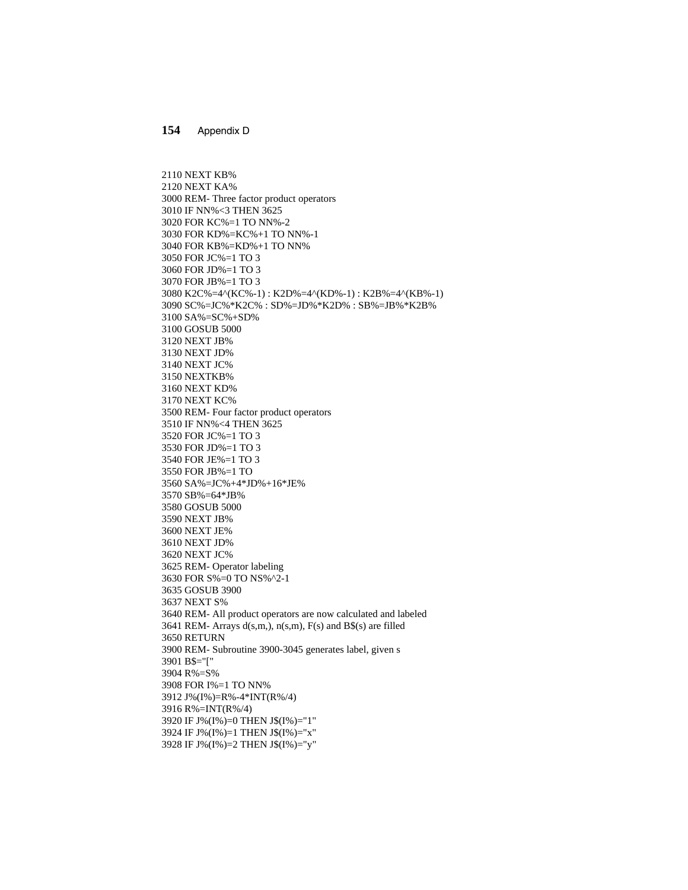```
2110 NEXT KB%
2120 NEXT KA%
3000 REM- Three factor product operators
3010 IF NN%<3 THEN 3625
3020 FOR KC%=1 TO NN%-2
3030 FOR KD%=KC%+1 TO NN%-1
3040 FOR KB%=KD%+1 TO NN%
3050 FOR JC%=1 TO 3
3060 FOR JD%=1 TO 3
3070 FOR JB%=1 TO 3
3080 K2C%=4^(KC%-1) : K2D%=4^(KD%-1) : K2B%=4^(KB%-1)
3090 SC%=JC%*K2C% : SD%=JD%*K2D% : SB%=JB%*K2B%
3100 SA%=SC%+SD%
3100 GOSUB 5000
3120 NEXT JB%
3130 NEXT JD%
3140 NEXT JC%
3150 NEXTKB%
3160 NEXT KD%
3170 NEXT KC%
3500 REM- Four factor product operators
3510 IF NN%<4 THEN 3625
3520 FOR JC%=1 TO 3
3530 FOR JD%=1 TO 3
3540 FOR JE%=1 TO 3
3550 FOR JB%=1 TO
3560 SA%=JC%+4*JD%+16*JE%
3570 SB%=64*JB%
3580 GOSUB 5000
3590 NEXT JB%
3600 NEXT JE%
3610 NEXT JD%
3620 NEXT JC%
3625 REM- Operator labeling
3630 FOR S%=0 TO NS%^2-1
3635 GOSUB 3900
3637 NEXT S%
3640 REM- All product operators are now calculated and labeled
3641 REM- Arrays d(s,m,), n(s,m), F(s) and B$(s) are filled
3650 RETURN
3900 REM- Subroutine 3900-3045 generates label, given s
3901 B$="["
3904 R%=S%
3908 FOR I%=1 TO NN%
3912 J%(I%)=R%-4*INT(R%/4)
3916 R%=INT(R%/4)
3920 IF J%(I%)=0 THEN J$(I%)="1"
3924 IF J%(I%)=1 THEN J$(I%)="x"
3928 IF J%(I%)=2 THEN J$(I%)="y"
```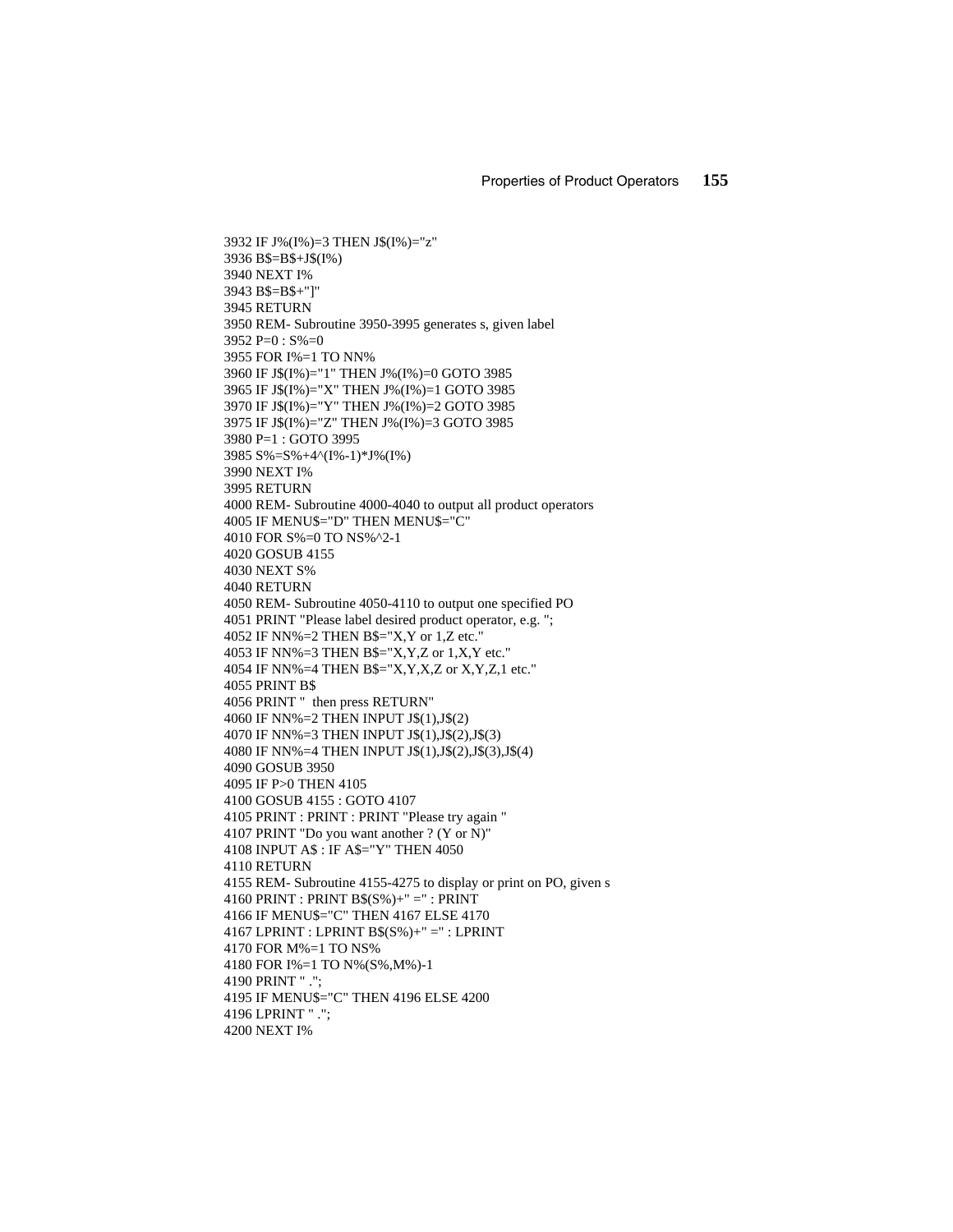```
3932 IF J%(I%)=3 THEN J$(I%)="z"
3936 B$=B$+J$(I%)
3940 NEXT I%
3943 B$=B$+"]"
3945 RETURN
3950 REM- Subroutine 3950-3995 generates s, given label
3952 P=0 : S%=0
3955 FOR I%=1 TO NN%
3960 IF J$(I%)="1" THEN J%(I%)=0 GOTO 3985
3965 IF J$(I%)="X" THEN J%(I%)=1 GOTO 3985
3970 IF J$(I%)="Y" THEN J%(I%)=2 GOTO 3985
3975 IF J$(I%)="Z" THEN J%(I%)=3 GOTO 3985
3980 P=1 : GOTO 3995
3985 S%=S%+4^(I%-1)*J%(I%)
3990 NEXT I%
3995 RETURN
4000 REM- Subroutine 4000-4040 to output all product operators
4005 IF MENU$="D" THEN MENU$="C"
4010 FOR S%=0 TO NS%^2-1
4020 GOSUB 4155
4030 NEXT S%
4040 RETURN
4050 REM- Subroutine 4050-4110 to output one specified PO
4051 PRINT "Please label desired product operator, e.g. ";
4052 IF NN%=2 THEN B$="X,Y or 1,Z etc."
4053 IF NN%=3 THEN B$="X,Y,Z or 1,X,Y etc."
4054 IF NN%=4 THEN B$="X,Y,X,Z or X,Y,Z,1 etc."
4055 PRINT B$
4056 PRINT "  then press RETURN"
4060 IF NN%=2 THEN INPUT J$(1),J$(2)
4070 IF NN%=3 THEN INPUT J$(1),J$(2),J$(3)
4080 IF NN%=4 THEN INPUT J$(1),J$(2),J$(3),J$(4)
4090 GOSUB 3950
4095 IF P>0 THEN 4105
4100 GOSUB 4155 : GOTO 4107
4105 PRINT : PRINT : PRINT "Please try again "
4107 PRINT "Do you want another ? (Y or N)"
4108 INPUT A$ : IF A$="Y" THEN 4050
4110 RETURN
4155 REM- Subroutine 4155-4275 to display or print on PO, given s
4160 PRINT : PRINT B$(S%)+" =" : PRINT
4166 IF MENU$="C" THEN 4167 ELSE 4170
4167 LPRINT : LPRINT B$(S%)+" =" : LPRINT
4170 FOR M%=1 TO NS%
4180 FOR I%=1 TO N%(S%,M%)-1
4190 PRINT " .";
4195 IF MENU$="C" THEN 4196 ELSE 4200
4196 LPRINT " .";
4200 NEXT I%
```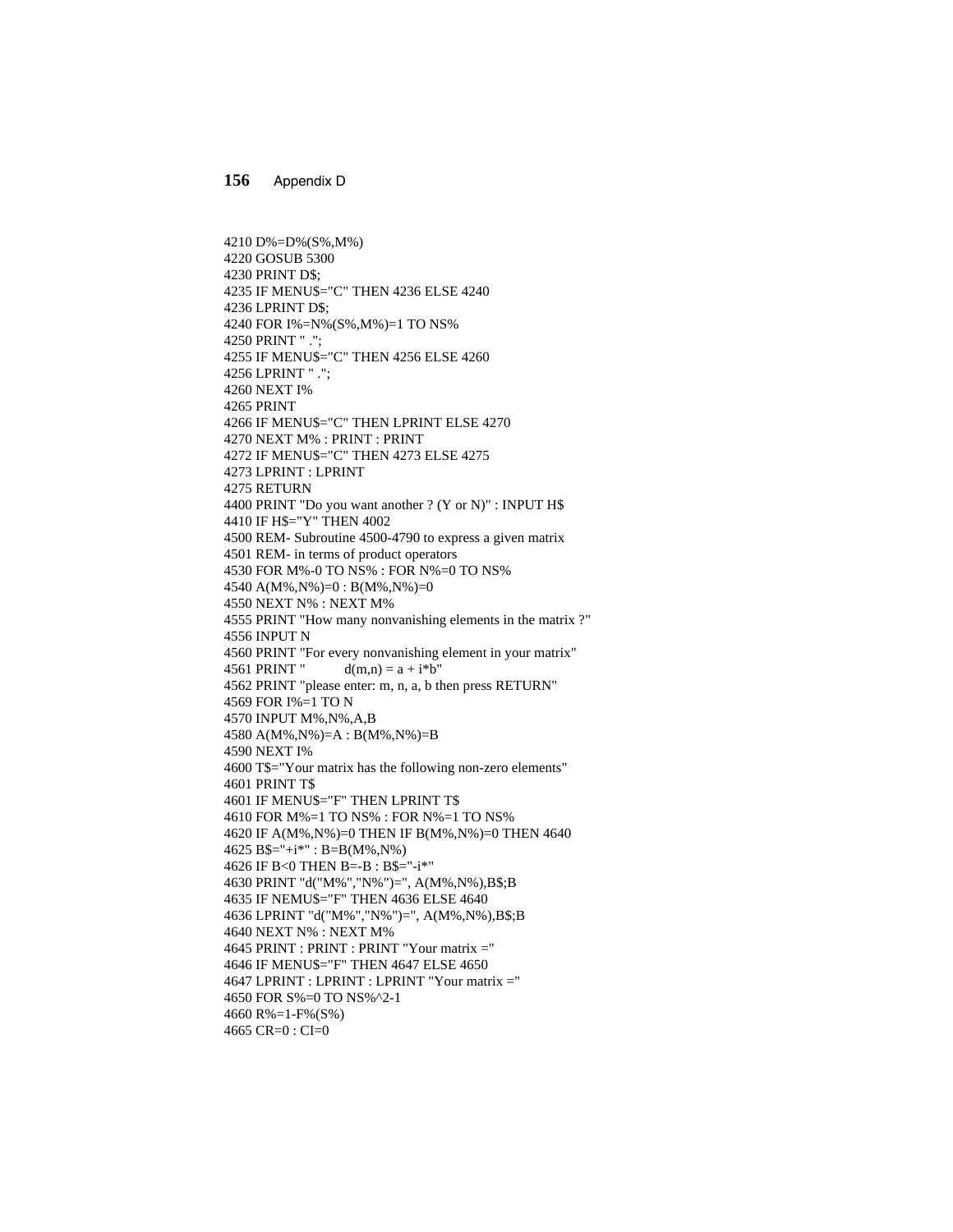```
4210 D%=D%(S%,M%)
4220 GOSUB 5300
4230 PRINT D$;
4235 IF MENU$="C" THEN 4236 ELSE 4240
4236 LPRINT D$;
4240 FOR I%=N%(S%,M%)=1 TO NS%
4250 PRINT " .";
4255 IF MENU$="C" THEN 4256 ELSE 4260
4256 LPRINT " .";
4260 NEXT I%
4265 PRINT
4266 IF MENU$="C" THEN LPRINT ELSE 4270
4270 NEXT M% : PRINT : PRINT
4272 IF MENU$="C" THEN 4273 ELSE 4275
4273 LPRINT : LPRINT
4275 RETURN
4400 PRINT "Do you want another ? (Y or N)" : INPUT H$
4410 IF H$="Y" THEN 4002
4500 REM- Subroutine 4500-4790 to express a given matrix
4501 REM- in terms of product operators
4530 FOR M%-0 TO NS% : FOR N%=0 TO NS%
4540 A(M%,N%)=0 : B(M%,N%)=0
4550 NEXT N% : NEXT M%
4555 PRINT "How many nonvanishing elements in the matrix ?"
4556 INPUT N
4560 PRINT "For every nonvanishing element in your matrix"
4561 PRINT "          d(m,n) = a + i*b"
4562 PRINT "please enter: m, n, a, b then press RETURN"
4569 FOR I%=1 TO N
4570 INPUT M%,N%,A,B
4580 A(M%,N%)=A : B(M%,N%)=B
4590 NEXT I%
4600 T$="Your matrix has the following non-zero elements"
4601 PRINT T$
4601 IF MENU$="F" THEN LPRINT T$
4610 FOR M%=1 TO NS% : FOR N%=1 TO NS%
4620 IF A(M%,N%)=0 THEN IF B(M%,N%)=0 THEN 4640
4625 B$="+i*" : B=B(M%,N%)
4626 IF B<0 THEN B=-B : B$="-i*"
4630 PRINT "d("M%","N%")=", A(M%,N%),B$;B
4635 IF NEMU$="F" THEN 4636 ELSE 4640
4636 LPRINT "d("M%","N%")=", A(M%,N%),B$;B
4640 NEXT N% : NEXT M%
4645 PRINT : PRINT : PRINT "Your matrix ="
4646 IF MENU$="F" THEN 4647 ELSE 4650
4647 LPRINT : LPRINT : LPRINT "Your matrix ="
4650 FOR S%=0 TO NS%^2-1
4660 R%=1-F%(S%)
4665 CR=0 : CI=0
```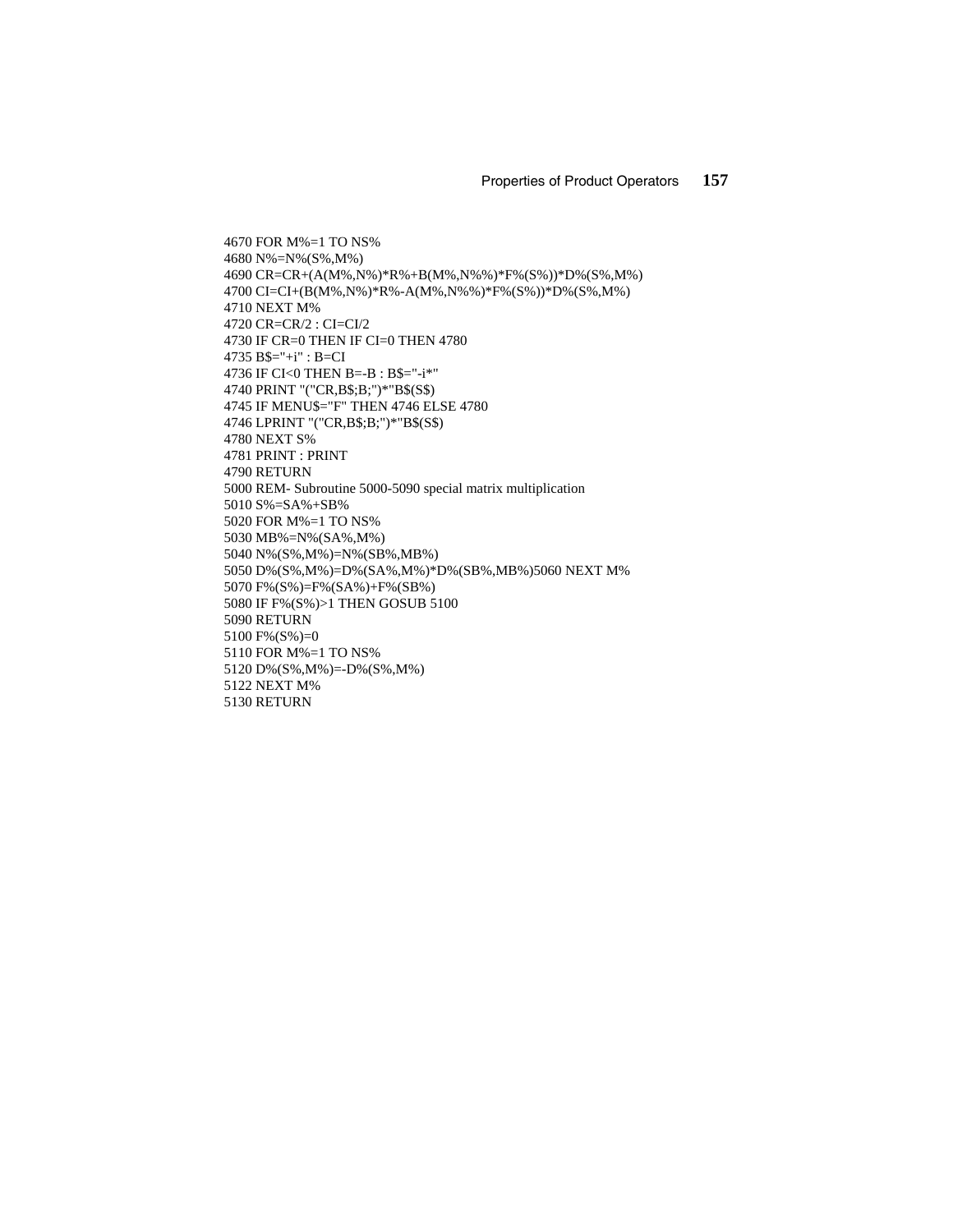```
4670 FOR M%=1 TO NS%
4680 N%=N%(S%,M%)
4690 CR=CR+(A(M%,N%)*R%+B(M%,N%%)*F%(S%))*D%(S%,M%)
4700 CI=CI+(B(M%,N%)*R%-A(M%,N%%)*F%(S%))*D%(S%,M%)
4710 NEXT M%
4720 CR=CR/2 : CI=CI/2
4730 IF CR=0 THEN IF CI=0 THEN 4780
4735 B$="+i" : B=CI
4736 IF CI<0 THEN B=-B : B$="-i*"
4740 PRINT "("CR,B$;B;")*"B$(S$)
4745 IF MENU$="F" THEN 4746 ELSE 4780
4746 LPRINT "("CR,B$;B;")*"B$(S$)
4780 NEXT S%
4781 PRINT : PRINT
4790 RETURN
5000 REM- Subroutine 5000-5090 special matrix multiplication
5010 S%=SA%+SB%
5020 FOR M%=1 TO NS%
5030 MB%=N%(SA%,M%)
5040 N%(S%,M%)=N%(SB%,MB%)
5050 D%(S%,M%)=D%(SA%,M%)*D%(SB%,MB%)5060 NEXT M%
5070 F%(S%)=F%(SA%)+F%(SB%)
5080 IF F%(S%)>1 THEN GOSUB 5100
5090 RETURN
5100 F%(S%)=0
5110 FOR M%=1 TO NS%
5120 D%(S%,M%)=-D%(S%,M%)
5122 NEXT M%
5130 RETURN
```